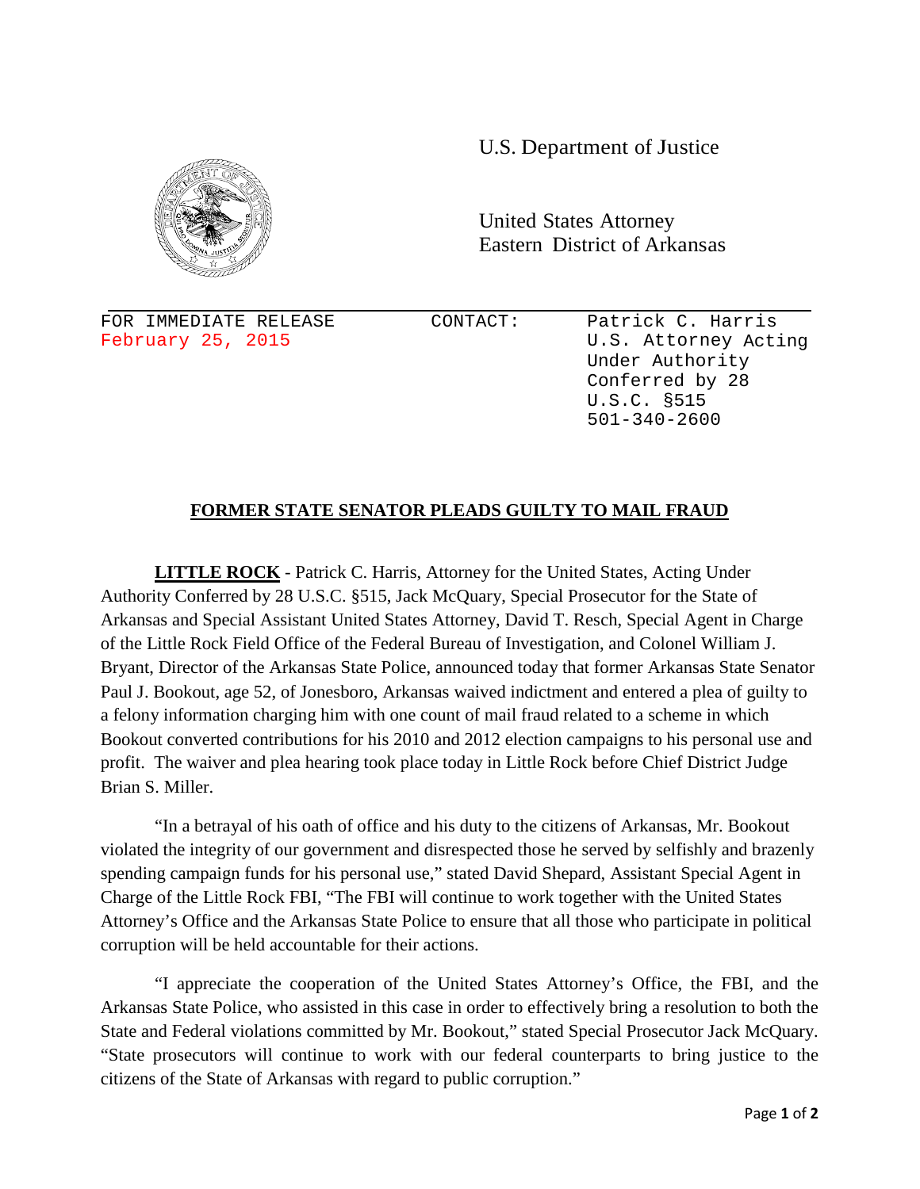U.S. Department of Justice

United States Attorney
Eastern District of Arkansas

FOR IMMEDIATE RELEASE
February 25, 2015

CONTACT: Patrick C. Harris
U.S. Attorney Acting Under Authority Conferred by 28 U.S.C. §515
501-340-2600

## FORMER STATE SENATOR PLEADS GUILTY TO MAIL FRAUD

**LITTLE ROCK** - Patrick C. Harris, Attorney for the United States, Acting Under Authority Conferred by 28 U.S.C. §515, Jack McQuary, Special Prosecutor for the State of Arkansas and Special Assistant United States Attorney, David T. Resch, Special Agent in Charge of the Little Rock Field Office of the Federal Bureau of Investigation, and Colonel William J. Bryant, Director of the Arkansas State Police, announced today that former Arkansas State Senator Paul J. Bookout, age 52, of Jonesboro, Arkansas waived indictment and entered a plea of guilty to a felony information charging him with one count of mail fraud related to a scheme in which Bookout converted contributions for his 2010 and 2012 election campaigns to his personal use and profit. The waiver and plea hearing took place today in Little Rock before Chief District Judge Brian S. Miller.

"In a betrayal of his oath of office and his duty to the citizens of Arkansas, Mr. Bookout violated the integrity of our government and disrespected those he served by selfishly and brazenly spending campaign funds for his personal use," stated David Shepard, Assistant Special Agent in Charge of the Little Rock FBI, "The FBI will continue to work together with the United States Attorney's Office and the Arkansas State Police to ensure that all those who participate in political corruption will be held accountable for their actions.

"I appreciate the cooperation of the United States Attorney's Office, the FBI, and the Arkansas State Police, who assisted in this case in order to effectively bring a resolution to both the State and Federal violations committed by Mr. Bookout," stated Special Prosecutor Jack McQuary. "State prosecutors will continue to work with our federal counterparts to bring justice to the citizens of the State of Arkansas with regard to public corruption."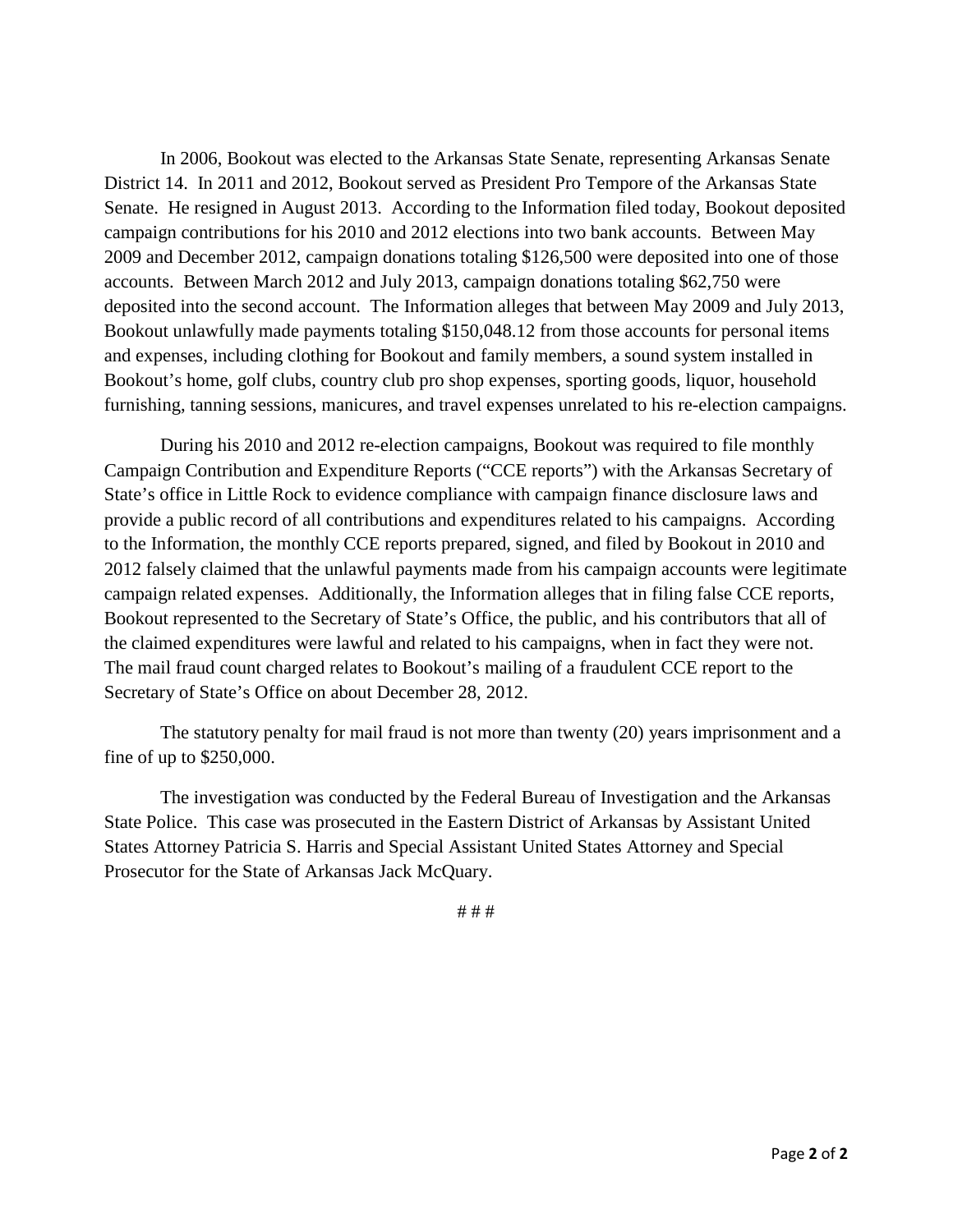In 2006, Bookout was elected to the Arkansas State Senate, representing Arkansas Senate District 14. In 2011 and 2012, Bookout served as President Pro Tempore of the Arkansas State Senate. He resigned in August 2013. According to the Information filed today, Bookout deposited campaign contributions for his 2010 and 2012 elections into two bank accounts. Between May 2009 and December 2012, campaign donations totaling $126,500 were deposited into one of those accounts. Between March 2012 and July 2013, campaign donations totaling $62,750 were deposited into the second account. The Information alleges that between May 2009 and July 2013, Bookout unlawfully made payments totaling $150,048.12 from those accounts for personal items and expenses, including clothing for Bookout and family members, a sound system installed in Bookout's home, golf clubs, country club pro shop expenses, sporting goods, liquor, household furnishing, tanning sessions, manicures, and travel expenses unrelated to his re-election campaigns.

During his 2010 and 2012 re-election campaigns, Bookout was required to file monthly Campaign Contribution and Expenditure Reports ("CCE reports") with the Arkansas Secretary of State's office in Little Rock to evidence compliance with campaign finance disclosure laws and provide a public record of all contributions and expenditures related to his campaigns. According to the Information, the monthly CCE reports prepared, signed, and filed by Bookout in 2010 and 2012 falsely claimed that the unlawful payments made from his campaign accounts were legitimate campaign related expenses. Additionally, the Information alleges that in filing false CCE reports, Bookout represented to the Secretary of State's Office, the public, and his contributors that all of the claimed expenditures were lawful and related to his campaigns, when in fact they were not. The mail fraud count charged relates to Bookout's mailing of a fraudulent CCE report to the Secretary of State's Office on about December 28, 2012.

The statutory penalty for mail fraud is not more than twenty (20) years imprisonment and a fine of up to $250,000.

The investigation was conducted by the Federal Bureau of Investigation and the Arkansas State Police. This case was prosecuted in the Eastern District of Arkansas by Assistant United States Attorney Patricia S. Harris and Special Assistant United States Attorney and Special Prosecutor for the State of Arkansas Jack McQuary.

# # #